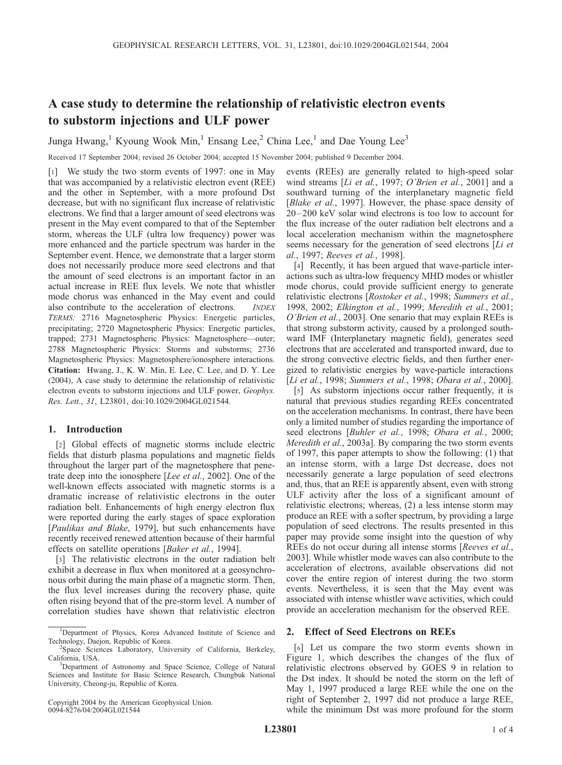# A case study to determine the relationship of relativistic electron events to substorm injections and ULF power

Junga Hwang,[1] Kyoung Wook Min,[1] Ensang Lee,[2] China Lee,[1] and Dae Young Lee[3]

Received 17 September 2004; revised 26 October 2004; accepted 15 November 2004; published 9 December 2004.

[1] We study the two storm events of 1997: one in May that was accompanied by a relativistic electron event (REE) and the other in September, with a more profound Dst decrease, but with no significant flux increase of relativistic electrons. We find that a larger amount of seed electrons was present in the May event compared to that of the September storm, whereas the ULF (ultra low frequency) power was more enhanced and the particle spectrum was harder in the September event. Hence, we demonstrate that a larger storm does not necessarily produce more seed electrons and that the amount of seed electrons is an important factor in an actual increase in REE flux levels. We note that whistler mode chorus was enhanced in the May event and could also contribute to the acceleration of electrons. *INDEX TERMS:* 2716 Magnetospheric Physics: Energetic particles, precipitating; 2720 Magnetospheric Physics: Energetic particles, trapped; 2731 Magnetospheric Physics: Magnetosphere—outer; 2788 Magnetospheric Physics: Storms and substorms; 2736 Magnetospheric Physics: Magnetosphere/ionosphere interactions. **Citation:** Hwang, J., K. W. Min, E. Lee, C. Lee, and D. Y. Lee (2004), A case study to determine the relationship of relativistic electron events to substorm injections and ULF power, *Geophys. Res. Lett.*, *31*, L23801, doi:10.1029/2004GL021544.

## 1. Introduction

[2] Global effects of magnetic storms include electric fields that disturb plasma populations and magnetic fields throughout the larger part of the magnetosphere that penetrate deep into the ionosphere [*Lee et al.*, 2002]. One of the well-known effects associated with magnetic storms is a dramatic increase of relativistic electrons in the outer radiation belt. Enhancements of high energy electron flux were reported during the early stages of space exploration [*Paulikas and Blake*, 1979], but such enhancements have recently received renewed attention because of their harmful effects on satellite operations [*Baker et al.*, 1994].

[3] The relativistic electrons in the outer radiation belt exhibit a decrease in flux when monitored at a geosynchronous orbit during the main phase of a magnetic storm. Then, the flux level increases during the recovery phase, quite often rising beyond that of the pre-storm level. A number of correlation studies have shown that relativistic electron events (REEs) are generally related to high-speed solar wind streams [*Li et al.*, 1997; *O'Brien et al.*, 2001] and a southward turning of the interplanetary magnetic field [*Blake et al.*, 1997]. However, the phase space density of 20–200 keV solar wind electrons is too low to account for the flux increase of the outer radiation belt electrons and a local acceleration mechanism within the magnetosphere seems necessary for the generation of seed electrons [*Li et al.*, 1997; *Reeves et al.*, 1998].

[4] Recently, it has been argued that wave-particle interactions such as ultra-low frequency MHD modes or whistler mode chorus, could provide sufficient energy to generate relativistic electrons [*Rostoker et al.*, 1998; *Summers et al.*, 1998, 2002; *Elkington et al.*, 1999; *Meredith et al.*, 2001; *O'Brien et al.*, 2003]. One senario that may explain REEs is that strong substorm activity, caused by a prolonged southward IMF (Interplanetary magnetic field), generates seed electrons that are accelerated and transported inward, due to the strong convective electric fields, and then further energized to relativistic energies by wave-particle interactions [*Li et al.*, 1998; *Summers et al.*, 1998; *Obara et al.*, 2000].

[5] As substorm injections occur rather frequently, it is natural that previous studies regarding REEs concentrated on the acceleration mechanisms. In contrast, there have been only a limited number of studies regarding the importance of seed electrons [*Buhler et al.*, 1998; *Obara et al.*, 2000; *Meredith et al.*, 2003a]. By comparing the two storm events of 1997, this paper attempts to show the following: (1) that an intense storm, with a large Dst decrease, does not necessarily generate a large population of seed electrons and, thus, that an REE is apparently absent, even with strong ULF activity after the loss of a significant amount of relativistic electrons; whereas, (2) a less intense storm may produce an REE with a softer spectrum, by providing a large population of seed electrons. The results presented in this paper may provide some insight into the question of why REEs do not occur during all intense storms [*Reeves et al.*, 2003]. While whistler mode waves can also contribute to the acceleration of electrons, available observations did not cover the entire region of interest during the two storm events. Nevertheless, it is seen that the May event was associated with intense whistler wave activities, which could provide an acceleration mechanism for the observed REE.

## 2. Effect of Seed Electrons on REEs

[6] Let us compare the two storm events shown in Figure 1, which describes the changes of the flux of relativistic electrons observed by GOES 9 in relation to the Dst index. It should be noted the storm on the left of May 1, 1997 produced a large REE while the one on the right of September 2, 1997 did not produce a large REE, while the minimum Dst was more profound for the storm

---

[1] Department of Physics, Korea Advanced Institute of Science and Technology, Daejon, Republic of Korea.

[2] Space Sciences Laboratory, University of California, Berkeley, California, USA.

[3] Department of Astronomy and Space Science, College of Natural Sciences and Institute for Basic Science Research, Chungbuk National University, Cheong-ju, Republic of Korea.

Copyright 2004 by the American Geophysical Union.
0094-8276/04/2004GL021544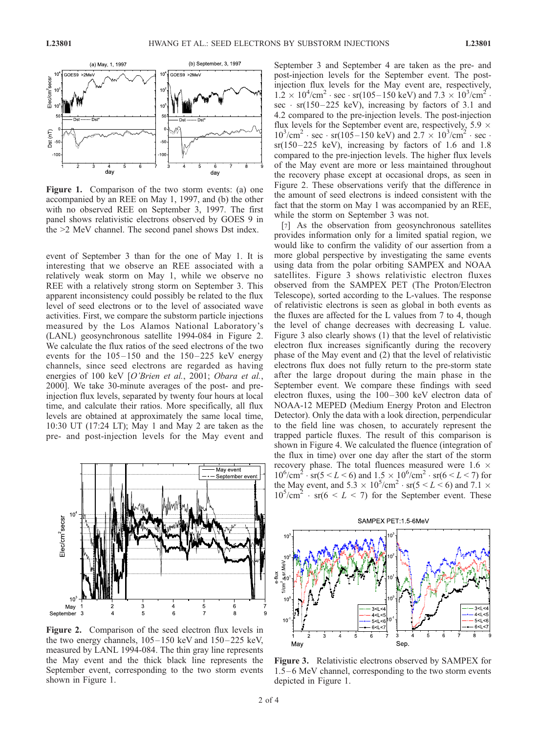**Figure 1.** Comparison of the two storm events: (a) one accompanied by an REE on May 1, 1997, and (b) the other with no observed REE on September 3, 1997. The first panel shows relativistic electrons observed by GOES 9 in the >2 MeV channel. The second panel shows Dst index.

event of September 3 than for the one of May 1. It is interesting that we observe an REE associated with a relatively weak storm on May 1, while we observe no REE with a relatively strong storm on September 3. This apparent inconsistency could possibly be related to the flux level of seed electrons or to the level of associated wave activities. First, we compare the substorm particle injections measured by the Los Alamos National Laboratory's (LANL) geosynchronous satellite 1994-084 in Figure 2. We calculate the flux ratios of the seed electrons of the two events for the 105–150 and the 150–225 keV energy channels, since seed electrons are regarded as having energies of 100 keV [*O'Brien et al.*, 2001; *Obara et al.*, 2000]. We take 30-minute averages of the post- and pre-injection flux levels, separated by twenty four hours at local time, and calculate their ratios. More specifically, all flux levels are obtained at approximately the same local time, 10:30 UT (17:24 LT); May 1 and May 2 are taken as the pre- and post-injection levels for the May event and September 3 and September 4 are taken as the pre- and post-injection levels for the September event. The post-injection flux levels for the May event are, respectively, $1.2 \times 10^4/\text{cm}^2 \cdot \text{sec} \cdot \text{sr}$(105–150 keV) and $7.3 \times 10^3/\text{cm}^2 \cdot \text{sec} \cdot \text{sr}$(150–225 keV), increasing by factors of 3.1 and 4.2 compared to the pre-injection levels. The post-injection flux levels for the September event are, respectively, $5.9 \times 10^3/\text{cm}^2 \cdot \text{sec} \cdot \text{sr}$(105–150 keV) and $2.7 \times 10^3/\text{cm}^2 \cdot \text{sec} \cdot \text{sr}$(150–225 keV), increasing by factors of 1.6 and 1.8 compared to the pre-injection levels. The higher flux levels of the May event are more or less maintained throughout the recovery phase except at occasional drops, as seen in Figure 2. These observations verify that the difference in the amount of seed electrons is indeed consistent with the fact that the storm on May 1 was accompanied by an REE, while the storm on September 3 was not.

**Figure 2.** Comparison of the seed electron flux levels in the two energy channels, 105–150 keV and 150–225 keV, measured by LANL 1994-084. The thin gray line represents the May event and the thick black line represents the September event, corresponding to the two storm events shown in Figure 1.

[7] As the observation from geosynchronous satellites provides information only for a limited spatial region, we would like to confirm the validity of our assertion from a more global perspective by investigating the same events using data from the polar orbiting SAMPEX and NOAA satellites. Figure 3 shows relativistic electron fluxes observed from the SAMPEX PET (The Proton/Electron Telescope), sorted according to the L-values. The response of relativistic electrons is seen as global in both events as the fluxes are affected for the L values from 7 to 4, though the level of change decreases with decreasing L value. Figure 3 also clearly shows (1) that the level of relativistic electron flux increases significantly during the recovery phase of the May event and (2) that the level of relativistic electrons flux does not fully return to the pre-storm state after the large dropout during the main phase in the September event. We compare these findings with seed electron fluxes, using the 100–300 keV electron data of NOAA-12 MEPED (Medium Energy Proton and Electron Detector). Only the data with a look direction, perpendicular to the field line was chosen, to accurately represent the trapped particle fluxes. The result of this comparison is shown in Figure 4. We calculated the fluence (integration of the flux in time) over one day after the start of the storm recovery phase. The total fluences measured were $1.6 \times 10^6/\text{cm}^2 \cdot \text{sr}(5 < L < 6)$ and $1.5 \times 10^6/\text{cm}^2 \cdot \text{sr}(6 < L < 7)$ for the May event, and $5.3 \times 10^5/\text{cm}^2 \cdot \text{sr}(5 < L < 6)$ and $7.1 \times 10^5/\text{cm}^2 \cdot \text{sr}(6 < L < 7)$ for the September event. These

**Figure 3.** Relativistic electrons observed by SAMPEX for 1.5–6 MeV channel, corresponding to the two storm events depicted in Figure 1.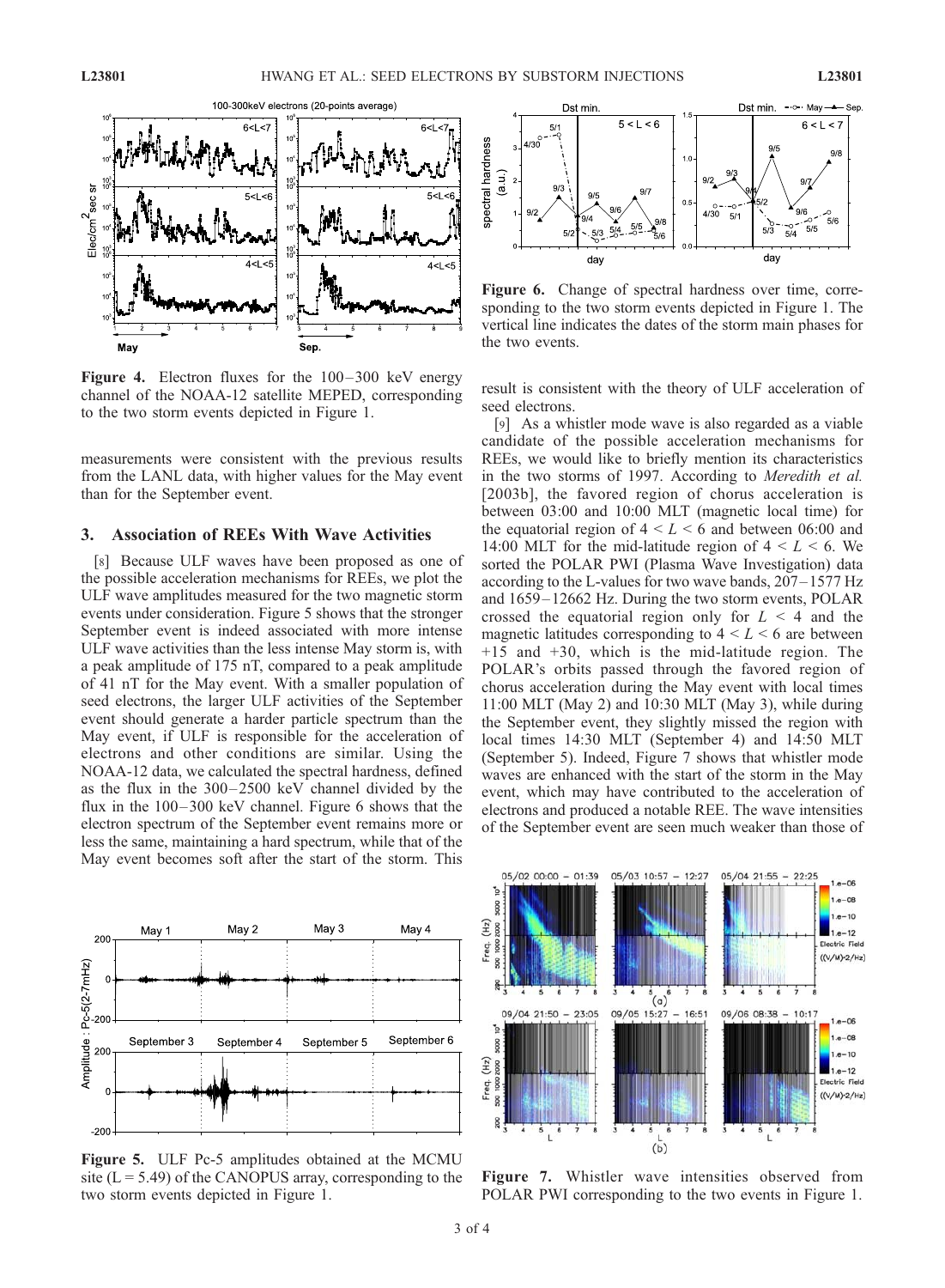Figure 4. Electron fluxes for the 100–300 keV energy channel of the NOAA-12 satellite MEPED, corresponding to the two storm events depicted in Figure 1.

Figure 6. Change of spectral hardness over time, corresponding to the two storm events depicted in Figure 1. The vertical line indicates the dates of the storm main phases for the two events.

measurements were consistent with the previous results from the LANL data, with higher values for the May event than for the September event.

## 3. Association of REEs With Wave Activities

[8] Because ULF waves have been proposed as one of the possible acceleration mechanisms for REEs, we plot the ULF wave amplitudes measured for the two magnetic storm events under consideration. Figure 5 shows that the stronger September event is indeed associated with more intense ULF wave activities than the less intense May storm is, with a peak amplitude of 175 nT, compared to a peak amplitude of 41 nT for the May event. With a smaller population of seed electrons, the larger ULF activities of the September event should generate a harder particle spectrum than the May event, if ULF is responsible for the acceleration of electrons and other conditions are similar. Using the NOAA-12 data, we calculated the spectral hardness, defined as the flux in the 300–2500 keV channel divided by the flux in the 100–300 keV channel. Figure 6 shows that the electron spectrum of the September event remains more or less the same, maintaining a hard spectrum, while that of the May event becomes soft after the start of the storm. This result is consistent with the theory of ULF acceleration of seed electrons.

[9] As a whistler mode wave is also regarded as a viable candidate of the possible acceleration mechanisms for REEs, we would like to briefly mention its characteristics in the two storms of 1997. According to *Meredith et al.* [2003b], the favored region of chorus acceleration is between 03:00 and 10:00 MLT (magnetic local time) for the equatorial region of $4 < L < 6$ and between 06:00 and 14:00 MLT for the mid-latitude region of $4 < L < 6$. We sorted the POLAR PWI (Plasma Wave Investigation) data according to the L-values for two wave bands, 207–1577 Hz and 1659–12662 Hz. During the two storm events, POLAR crossed the equatorial region only for $L < 4$ and the magnetic latitudes corresponding to $4 < L < 6$ are between +15 and +30, which is the mid-latitude region. The POLAR's orbits passed through the favored region of chorus acceleration during the May event with local times 11:00 MLT (May 2) and 10:30 MLT (May 3), while during the September event, they slightly missed the region with local times 14:30 MLT (September 4) and 14:50 MLT (September 5). Indeed, Figure 7 shows that whistler mode waves are enhanced with the start of the storm in the May event, which may have contributed to the acceleration of electrons and produced a notable REE. The wave intensities of the September event are seen much weaker than those of

Figure 5. ULF Pc-5 amplitudes obtained at the MCMU site ($L = 5.49$) of the CANOPUS array, corresponding to the two storm events depicted in Figure 1.

Figure 7. Whistler wave intensities observed from POLAR PWI corresponding to the two events in Figure 1.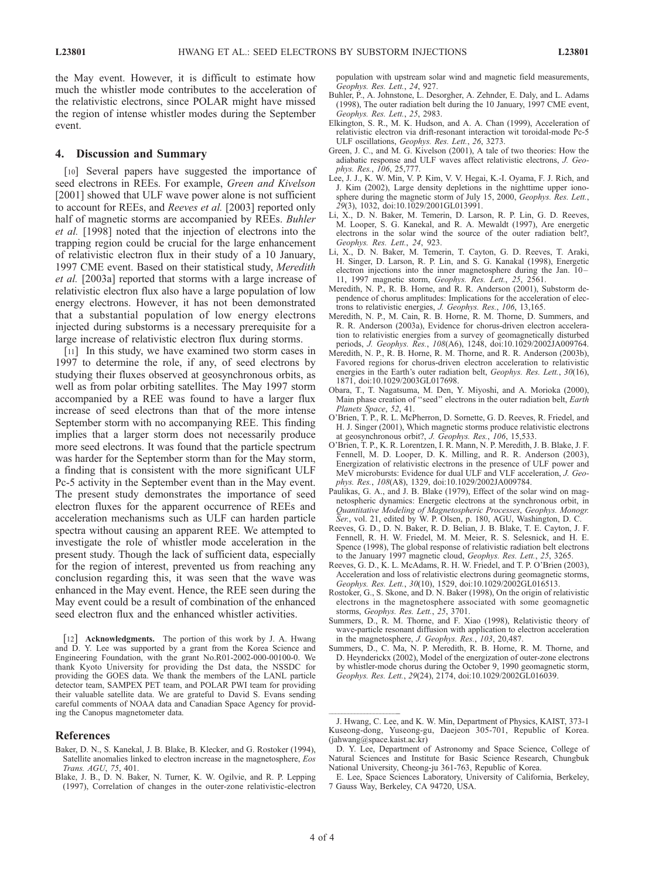the May event. However, it is difficult to estimate how much the whistler mode contributes to the acceleration of the relativistic electrons, since POLAR might have missed the region of intense whistler modes during the September event.

## 4. Discussion and Summary

[10] Several papers have suggested the importance of seed electrons in REEs. For example, *Green and Kivelson* [2001] showed that ULF wave power alone is not sufficient to account for REEs, and *Reeves et al.* [2003] reported only half of magnetic storms are accompanied by REEs. *Buhler et al.* [1998] noted that the injection of electrons into the trapping region could be crucial for the large enhancement of relativistic electron flux in their study of a 10 January, 1997 CME event. Based on their statistical study, *Meredith et al.* [2003a] reported that storms with a large increase of relativistic electron flux also have a large population of low energy electrons. However, it has not been demonstrated that a substantial population of low energy electrons injected during substorms is a necessary prerequisite for a large increase of relativistic electron flux during storms.

[11] In this study, we have examined two storm cases in 1997 to determine the role, if any, of seed electrons by studying their fluxes observed at geosynchronous orbits, as well as from polar orbiting satellites. The May 1997 storm accompanied by a REE was found to have a larger flux increase of seed electrons than that of the more intense September storm with no accompanying REE. This finding implies that a larger storm does not necessarily produce more seed electrons. It was found that the particle spectrum was harder for the September storm than for the May storm, a finding that is consistent with the more significant ULF Pc-5 activity in the September event than in the May event. The present study demonstrates the importance of seed electron fluxes for the apparent occurrence of REEs and acceleration mechanisms such as ULF can harden particle spectra without causing an apparent REE. We attempted to investigate the role of whistler mode acceleration in the present study. Though the lack of sufficient data, especially for the region of interest, prevented us from reaching any conclusion regarding this, it was seen that the wave was enhanced in the May event. Hence, the REE seen during the May event could be a result of combination of the enhanced seed electron flux and the enhanced whistler activities.

[12] **Acknowledgments.** The portion of this work by J. A. Hwang and D. Y. Lee was supported by a grant from the Korea Science and Engineering Foundation, with the grant No.R01-2002-000-00100-0. We thank Kyoto University for providing the Dst data, the NSSDC for providing the GOES data. We thank the members of the LANL particle detector team, SAMPEX PET team, and POLAR PWI team for providing their valuable satellite data. We are grateful to David S. Evans sending careful comments of NOAA data and Canadian Space Agency for providing the Canopus magnetometer data.

## References

Baker, D. N., S. Kanekal, J. B. Blake, B. Klecker, and G. Rostoker (1994), Satellite anomalies linked to electron increase in the magnetosphere, *Eos Trans. AGU*, *75*, 401.

Blake, J. B., D. N. Baker, N. Turner, K. W. Ogilvie, and R. P. Lepping (1997), Correlation of changes in the outer-zone relativistic-electron population with upstream solar wind and magnetic field measurements, *Geophys. Res. Lett.*, *24*, 927.

Buhler, P., A. Johnstone, L. Desorgher, A. Zehnder, E. Daly, and L. Adams (1998), The outer radiation belt during the 10 January, 1997 CME event, *Geophys. Res. Lett.*, *25*, 2983.

Elkington, S. R., M. K. Hudson, and A. A. Chan (1999), Acceleration of relativistic electron via drift-resonant interaction wit toroidal-mode Pc-5 ULF oscillations, *Geophys. Res. Lett.*, *26*, 3273.

Green, J. C., and M. G. Kivelson (2001), A tale of two theories: How the adiabatic response and ULF waves affect relativistic electrons, *J. Geophys. Res.*, *106*, 25,777.

Lee, J. J., K. W. Min, V. P. Kim, V. V. Hegai, K.-I. Oyama, F. J. Rich, and J. Kim (2002), Large density depletions in the nighttime upper ionosphere during the magnetic storm of July 15, 2000, *Geophys. Res. Lett.*, *29*(3), 1032, doi:10.1029/2001GL013991.

Li, X., D. N. Baker, M. Temerin, D. Larson, R. P. Lin, G. D. Reeves, M. Looper, S. G. Kanekal, and R. A. Mewaldt (1997), Are energetic electrons in the solar wind the source of the outer radiation belt?, *Geophys. Res. Lett.*, *24*, 923.

Li, X., D. N. Baker, M. Temerin, T. Cayton, G. D. Reeves, T. Araki, H. Singer, D. Larson, R. P. Lin, and S. G. Kanakal (1998), Energetic electron injections into the inner magnetosphere during the Jan. 10–11, 1997 magnetic storm, *Geophys. Res. Lett.*, *25*, 2561.

Meredith, N. P., R. B. Horne, and R. R. Anderson (2001), Substorm dependence of chorus amplitudes: Implications for the acceleration of electrons to relativistic energies, *J. Geophys. Res.*, *106*, 13,165.

Meredith, N. P., M. Cain, R. B. Horne, R. M. Thorne, D. Summers, and R. R. Anderson (2003a), Evidence for chorus-driven electron acceleration to relativistic energies from a survey of geomagnetically disturbed periods, *J. Geophys. Res.*, *108*(A6), 1248, doi:10.1029/2002JA009764.

Meredith, N. P., R. B. Horne, R. M. Thorne, and R. R. Anderson (2003b), Favored regions for chorus-driven electron acceleration to relativistic energies in the Earth's outer radiation belt, *Geophys. Res. Lett.*, *30*(16), 1871, doi:10.1029/2003GL017698.

Obara, T., T. Nagatsuma, M. Den, Y. Miyoshi, and A. Morioka (2000), Main phase creation of "seed" electrons in the outer radiation belt, *Earth Planets Space*, *52*, 41.

O'Brien, T. P., R. L. McPherron, D. Sornette, G. D. Reeves, R. Friedel, and H. J. Singer (2001), Which magnetic storms produce relativistic electrons at geosynchronous orbit?, *J. Geophys. Res.*, *106*, 15,533.

O'Brien, T. P., K. R. Lorentzen, I. R. Mann, N. P. Meredith, J. B. Blake, J. F. Fennell, M. D. Looper, D. K. Milling, and R. R. Anderson (2003), Energization of relativistic electrons in the presence of ULF power and MeV microbursts: Evidence for dual ULF and VLF acceleration, *J. Geophys. Res.*, *108*(A8), 1329, doi:10.1029/2002JA009784.

Paulikas, G. A., and J. B. Blake (1979), Effect of the solar wind on magnetospheric dynamics: Energetic electrons at the synchronous orbit, in *Quantitative Modeling of Magnetospheric Processes*, *Geophys. Monogr. Ser.*, vol. 21, edited by W. P. Olsen, p. 180, AGU, Washington, D. C.

Reeves, G. D., D. N. Baker, R. D. Belian, J. B. Blake, T. E. Cayton, J. F. Fennell, R. H. W. Friedel, M. M. Meier, R. S. Selesnick, and H. E. Spence (1998), The global response of relativistic radiation belt electrons to the January 1997 magnetic cloud, *Geophys. Res. Lett.*, *25*, 3265.

Reeves, G. D., K. L. McAdams, R. H. W. Friedel, and T. P. O'Brien (2003), Acceleration and loss of relativistic electrons during geomagnetic storms, *Geophys. Res. Lett.*, *30*(10), 1529, doi:10.1029/2002GL016513.

Rostoker, G., S. Skone, and D. N. Baker (1998), On the origin of relativistic electrons in the magnetosphere associated with some geomagnetic storms, *Geophys. Res. Lett.*, *25*, 3701.

Summers, D., R. M. Thorne, and F. Xiao (1998), Relativistic theory of wave-particle resonant diffusion with application to electron acceleration in the magnetosphere, *J. Geophys. Res.*, *103*, 20,487.

Summers, D., C. Ma, N. P. Meredith, R. B. Horne, R. M. Thorne, and D. Heynderickx (2002), Model of the energization of outer-zone electrons by whistler-mode chorus during the October 9, 1990 geomagnetic storm, *Geophys. Res. Lett.*, *29*(24), 2174, doi:10.1029/2002GL016039.

---

J. Hwang, C. Lee, and K. W. Min, Department of Physics, KAIST, 373-1 Kuseong-dong, Yuseong-gu, Daejeon 305-701, Republic of Korea. (jahwang@space.kaist.ac.kr)

D. Y. Lee, Department of Astronomy and Space Science, College of Natural Sciences and Institute for Basic Science Research, Chungbuk National University, Cheong-ju 361-763, Republic of Korea.

E. Lee, Space Sciences Laboratory, University of California, Berkeley, 7 Gauss Way, Berkeley, CA 94720, USA.